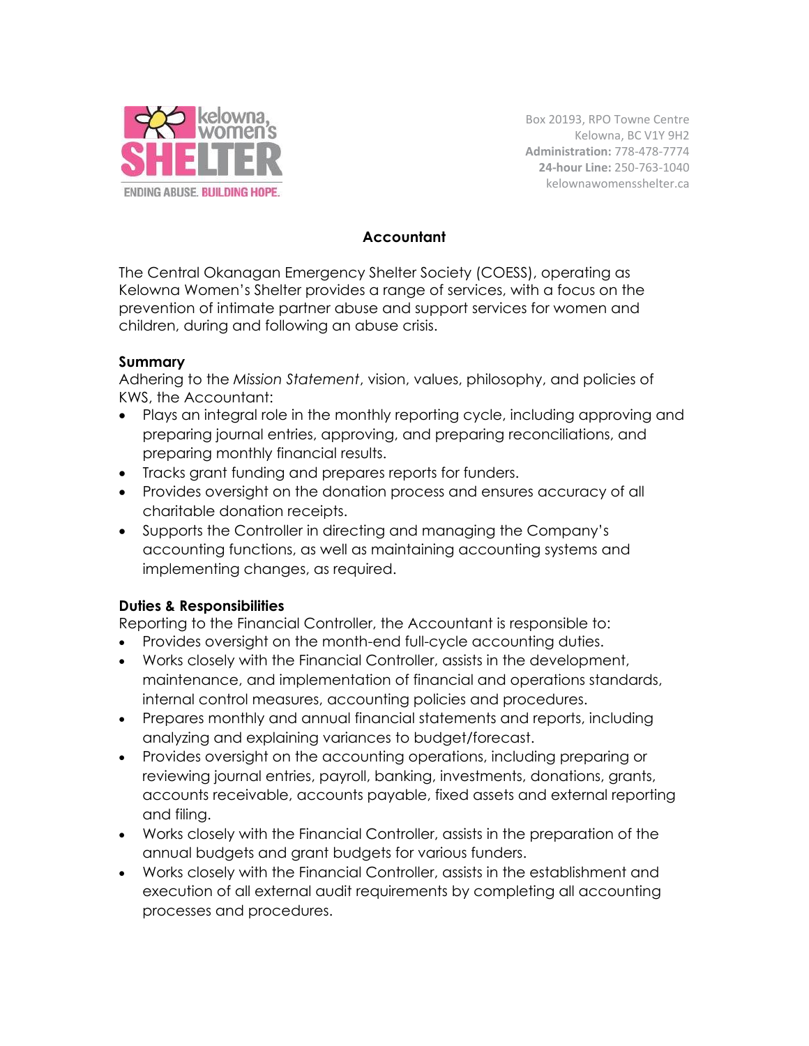Box 20193, RPO Towne Centre
Kelowna, BC V1Y 9H2
**Administration:** 778-478-7774
**24-hour Line:** 250-763-1040
kelownawomensshelter.ca

# Accountant

The Central Okanagan Emergency Shelter Society (COESS), operating as Kelowna Women's Shelter provides a range of services, with a focus on the prevention of intimate partner abuse and support services for women and children, during and following an abuse crisis.

**Summary**

Adhering to the *Mission Statement*, vision, values, philosophy, and policies of KWS, the Accountant:

- Plays an integral role in the monthly reporting cycle, including approving and preparing journal entries, approving, and preparing reconciliations, and preparing monthly financial results.
- Tracks grant funding and prepares reports for funders.
- Provides oversight on the donation process and ensures accuracy of all charitable donation receipts.
- Supports the Controller in directing and managing the Company's accounting functions, as well as maintaining accounting systems and implementing changes, as required.

**Duties & Responsibilities**

Reporting to the Financial Controller, the Accountant is responsible to:

- Provides oversight on the month-end full-cycle accounting duties.
- Works closely with the Financial Controller, assists in the development, maintenance, and implementation of financial and operations standards, internal control measures, accounting policies and procedures.
- Prepares monthly and annual financial statements and reports, including analyzing and explaining variances to budget/forecast.
- Provides oversight on the accounting operations, including preparing or reviewing journal entries, payroll, banking, investments, donations, grants, accounts receivable, accounts payable, fixed assets and external reporting and filing.
- Works closely with the Financial Controller, assists in the preparation of the annual budgets and grant budgets for various funders.
- Works closely with the Financial Controller, assists in the establishment and execution of all external audit requirements by completing all accounting processes and procedures.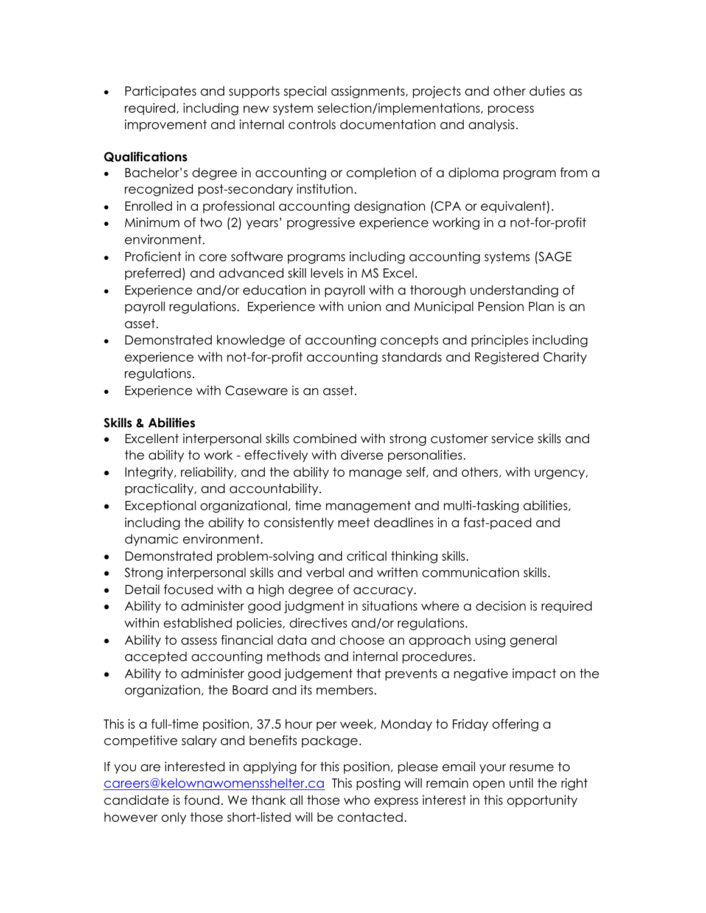- Participates and supports special assignments, projects and other duties as required, including new system selection/implementations, process improvement and internal controls documentation and analysis.

**Qualifications**

- Bachelor's degree in accounting or completion of a diploma program from a recognized post-secondary institution.
- Enrolled in a professional accounting designation (CPA or equivalent).
- Minimum of two (2) years' progressive experience working in a not-for-profit environment.
- Proficient in core software programs including accounting systems (SAGE preferred) and advanced skill levels in MS Excel.
- Experience and/or education in payroll with a thorough understanding of payroll regulations. Experience with union and Municipal Pension Plan is an asset.
- Demonstrated knowledge of accounting concepts and principles including experience with not-for-profit accounting standards and Registered Charity regulations.
- Experience with Caseware is an asset.

**Skills & Abilities**

- Excellent interpersonal skills combined with strong customer service skills and the ability to work - effectively with diverse personalities.
- Integrity, reliability, and the ability to manage self, and others, with urgency, practicality, and accountability.
- Exceptional organizational, time management and multi-tasking abilities, including the ability to consistently meet deadlines in a fast-paced and dynamic environment.
- Demonstrated problem-solving and critical thinking skills.
- Strong interpersonal skills and verbal and written communication skills.
- Detail focused with a high degree of accuracy.
- Ability to administer good judgment in situations where a decision is required within established policies, directives and/or regulations.
- Ability to assess financial data and choose an approach using general accepted accounting methods and internal procedures.
- Ability to administer good judgement that prevents a negative impact on the organization, the Board and its members.

This is a full-time position, 37.5 hour per week, Monday to Friday offering a competitive salary and benefits package.

If you are interested in applying for this position, please email your resume to careers@kelownawomensshelter.ca This posting will remain open until the right candidate is found. We thank all those who express interest in this opportunity however only those short-listed will be contacted.